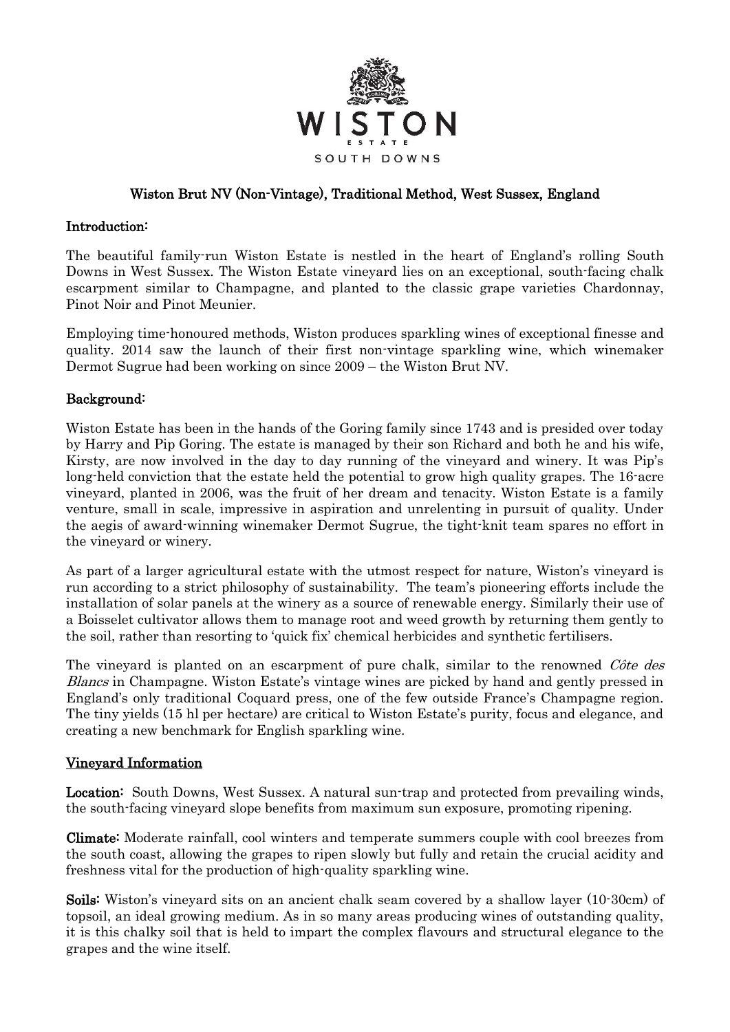WISTON

ESTATE

SOUTH DOWNS

# Wiston Brut NV (Non-Vintage), Traditional Method, West Sussex, England

## Introduction:

The beautiful family-run Wiston Estate is nestled in the heart of England's rolling South Downs in West Sussex. The Wiston Estate vineyard lies on an exceptional, south-facing chalk escarpment similar to Champagne, and planted to the classic grape varieties Chardonnay, Pinot Noir and Pinot Meunier.

Employing time-honoured methods, Wiston produces sparkling wines of exceptional finesse and quality. 2014 saw the launch of their first non-vintage sparkling wine, which winemaker Dermot Sugrue had been working on since 2009 – the Wiston Brut NV.

## Background:

Wiston Estate has been in the hands of the Goring family since 1743 and is presided over today by Harry and Pip Goring. The estate is managed by their son Richard and both he and his wife, Kirsty, are now involved in the day to day running of the vineyard and winery. It was Pip's long-held conviction that the estate held the potential to grow high quality grapes. The 16-acre vineyard, planted in 2006, was the fruit of her dream and tenacity. Wiston Estate is a family venture, small in scale, impressive in aspiration and unrelenting in pursuit of quality. Under the aegis of award-winning winemaker Dermot Sugrue, the tight-knit team spares no effort in the vineyard or winery.

As part of a larger agricultural estate with the utmost respect for nature, Wiston's vineyard is run according to a strict philosophy of sustainability. The team's pioneering efforts include the installation of solar panels at the winery as a source of renewable energy. Similarly their use of a Boisselet cultivator allows them to manage root and weed growth by returning them gently to the soil, rather than resorting to 'quick fix' chemical herbicides and synthetic fertilisers.

The vineyard is planted on an escarpment of pure chalk, similar to the renowned *Côte des Blancs* in Champagne. Wiston Estate's vintage wines are picked by hand and gently pressed in England's only traditional Coquard press, one of the few outside France's Champagne region. The tiny yields (15 hl per hectare) are critical to Wiston Estate's purity, focus and elegance, and creating a new benchmark for English sparkling wine.

## Vineyard Information

**Location:** South Downs, West Sussex. A natural sun-trap and protected from prevailing winds, the south-facing vineyard slope benefits from maximum sun exposure, promoting ripening.

**Climate:** Moderate rainfall, cool winters and temperate summers couple with cool breezes from the south coast, allowing the grapes to ripen slowly but fully and retain the crucial acidity and freshness vital for the production of high-quality sparkling wine.

**Soils:** Wiston's vineyard sits on an ancient chalk seam covered by a shallow layer (10-30cm) of topsoil, an ideal growing medium. As in so many areas producing wines of outstanding quality, it is this chalky soil that is held to impart the complex flavours and structural elegance to the grapes and the wine itself.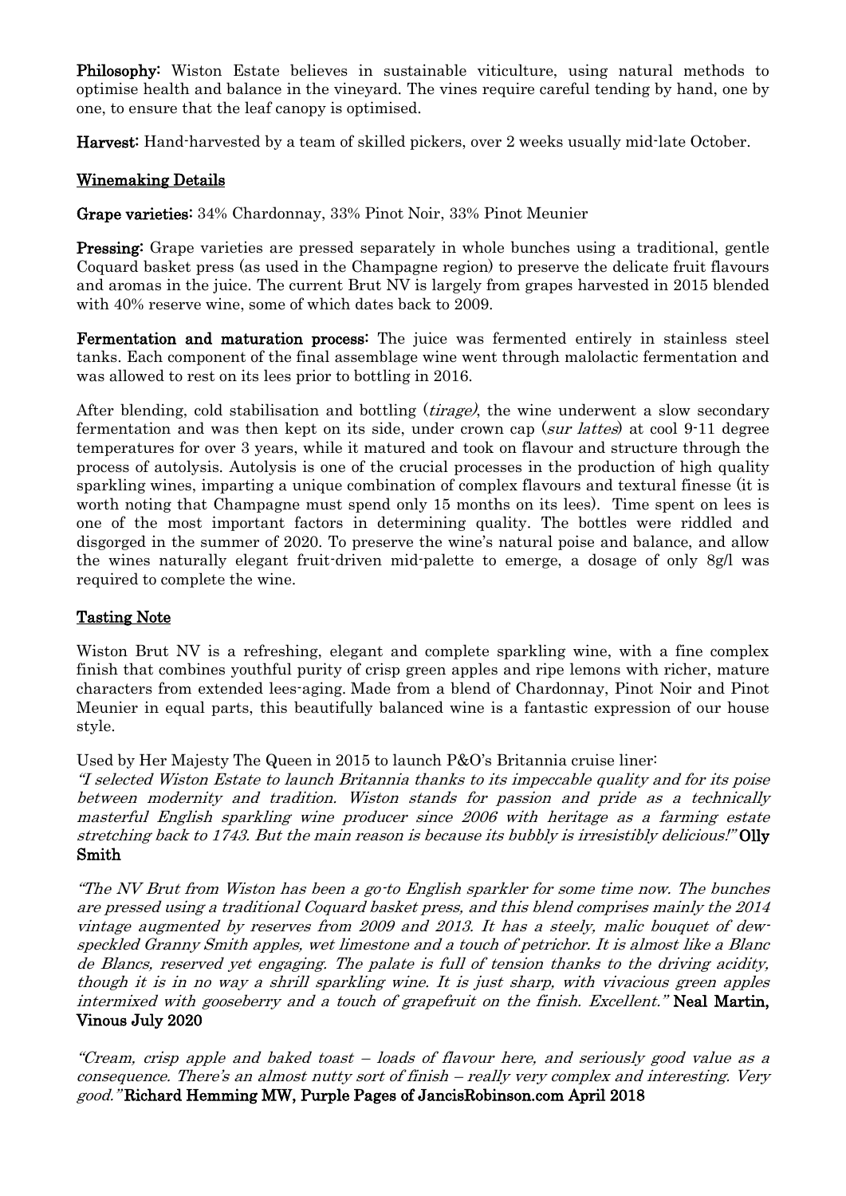**Philosophy:** Wiston Estate believes in sustainable viticulture, using natural methods to optimise health and balance in the vineyard. The vines require careful tending by hand, one by one, to ensure that the leaf canopy is optimised.

**Harvest:** Hand-harvested by a team of skilled pickers, over 2 weeks usually mid-late October.

## Winemaking Details

**Grape varieties:** 34% Chardonnay, 33% Pinot Noir, 33% Pinot Meunier

**Pressing:** Grape varieties are pressed separately in whole bunches using a traditional, gentle Coquard basket press (as used in the Champagne region) to preserve the delicate fruit flavours and aromas in the juice. The current Brut NV is largely from grapes harvested in 2015 blended with 40% reserve wine, some of which dates back to 2009.

**Fermentation and maturation process:** The juice was fermented entirely in stainless steel tanks. Each component of the final assemblage wine went through malolactic fermentation and was allowed to rest on its lees prior to bottling in 2016.

After blending, cold stabilisation and bottling (*tirage)*, the wine underwent a slow secondary fermentation and was then kept on its side, under crown cap (*sur lattes*) at cool 9-11 degree temperatures for over 3 years, while it matured and took on flavour and structure through the process of autolysis. Autolysis is one of the crucial processes in the production of high quality sparkling wines, imparting a unique combination of complex flavours and textural finesse (it is worth noting that Champagne must spend only 15 months on its lees). Time spent on lees is one of the most important factors in determining quality. The bottles were riddled and disgorged in the summer of 2020. To preserve the wine's natural poise and balance, and allow the wines naturally elegant fruit-driven mid-palette to emerge, a dosage of only 8g/l was required to complete the wine.

## Tasting Note

Wiston Brut NV is a refreshing, elegant and complete sparkling wine, with a fine complex finish that combines youthful purity of crisp green apples and ripe lemons with richer, mature characters from extended lees-aging. Made from a blend of Chardonnay, Pinot Noir and Pinot Meunier in equal parts, this beautifully balanced wine is a fantastic expression of our house style.

Used by Her Majesty The Queen in 2015 to launch P&O's Britannia cruise liner:
*"I selected Wiston Estate to launch Britannia thanks to its impeccable quality and for its poise between modernity and tradition. Wiston stands for passion and pride as a technically masterful English sparkling wine producer since 2006 with heritage as a farming estate stretching back to 1743. But the main reason is because its bubbly is irresistibly delicious!"* **Olly Smith**

*"The NV Brut from Wiston has been a go-to English sparkler for some time now. The bunches are pressed using a traditional Coquard basket press, and this blend comprises mainly the 2014 vintage augmented by reserves from 2009 and 2013. It has a steely, malic bouquet of dew-speckled Granny Smith apples, wet limestone and a touch of petrichor. It is almost like a Blanc de Blancs, reserved yet engaging. The palate is full of tension thanks to the driving acidity, though it is in no way a shrill sparkling wine. It is just sharp, with vivacious green apples intermixed with gooseberry and a touch of grapefruit on the finish. Excellent."* **Neal Martin, Vinous July 2020**

*"Cream, crisp apple and baked toast – loads of flavour here, and seriously good value as a consequence. There's an almost nutty sort of finish – really very complex and interesting. Very good."* **Richard Hemming MW, Purple Pages of JancisRobinson.com April 2018**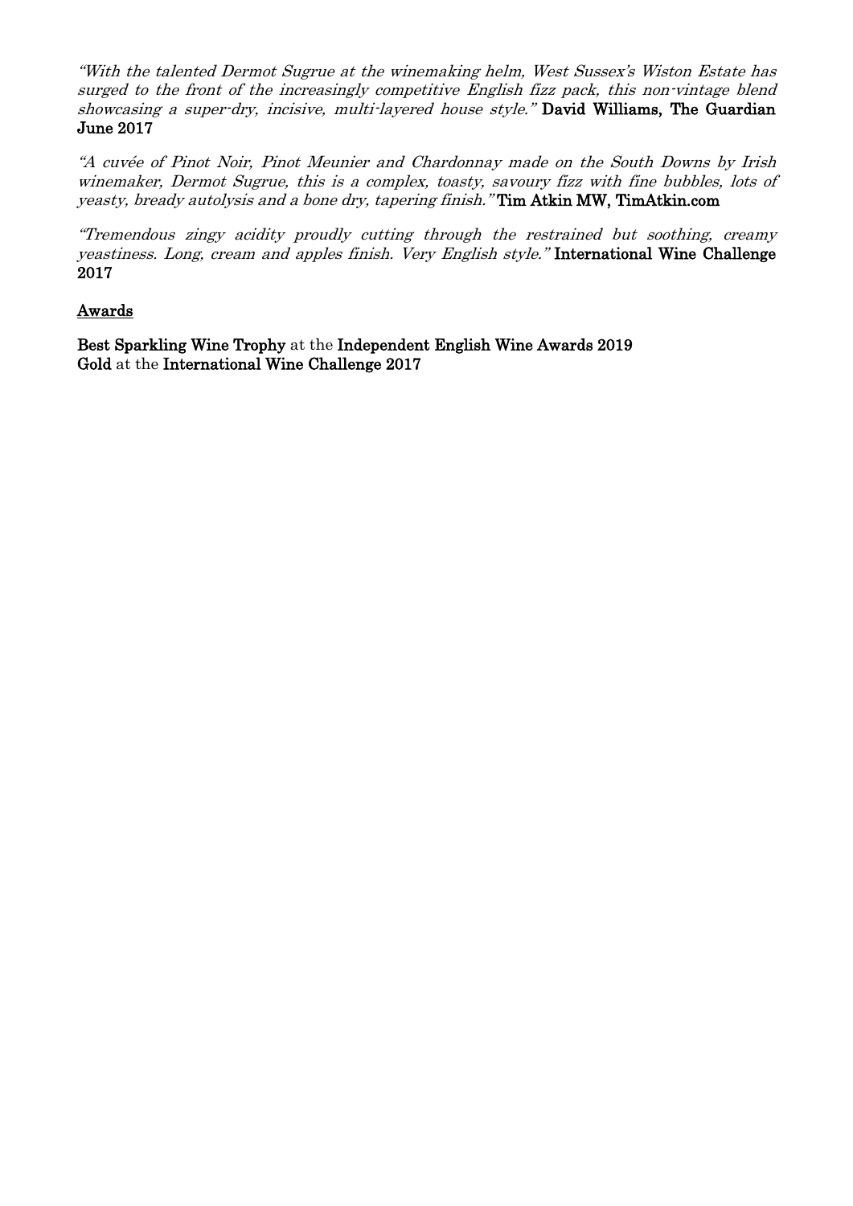*"With the talented Dermot Sugrue at the winemaking helm, West Sussex's Wiston Estate has surged to the front of the increasingly competitive English fizz pack, this non-vintage blend showcasing a super-dry, incisive, multi-layered house style."* **David Williams, The Guardian June 2017**

*"A cuvée of Pinot Noir, Pinot Meunier and Chardonnay made on the South Downs by Irish winemaker, Dermot Sugrue, this is a complex, toasty, savoury fizz with fine bubbles, lots of yeasty, bready autolysis and a bone dry, tapering finish."* **Tim Atkin MW, TimAtkin.com**

*"Tremendous zingy acidity proudly cutting through the restrained but soothing, creamy yeastiness. Long, cream and apples finish. Very English style."* **International Wine Challenge 2017**

## Awards

**Best Sparkling Wine Trophy** at the **Independent English Wine Awards 2019**
**Gold** at the **International Wine Challenge 2017**